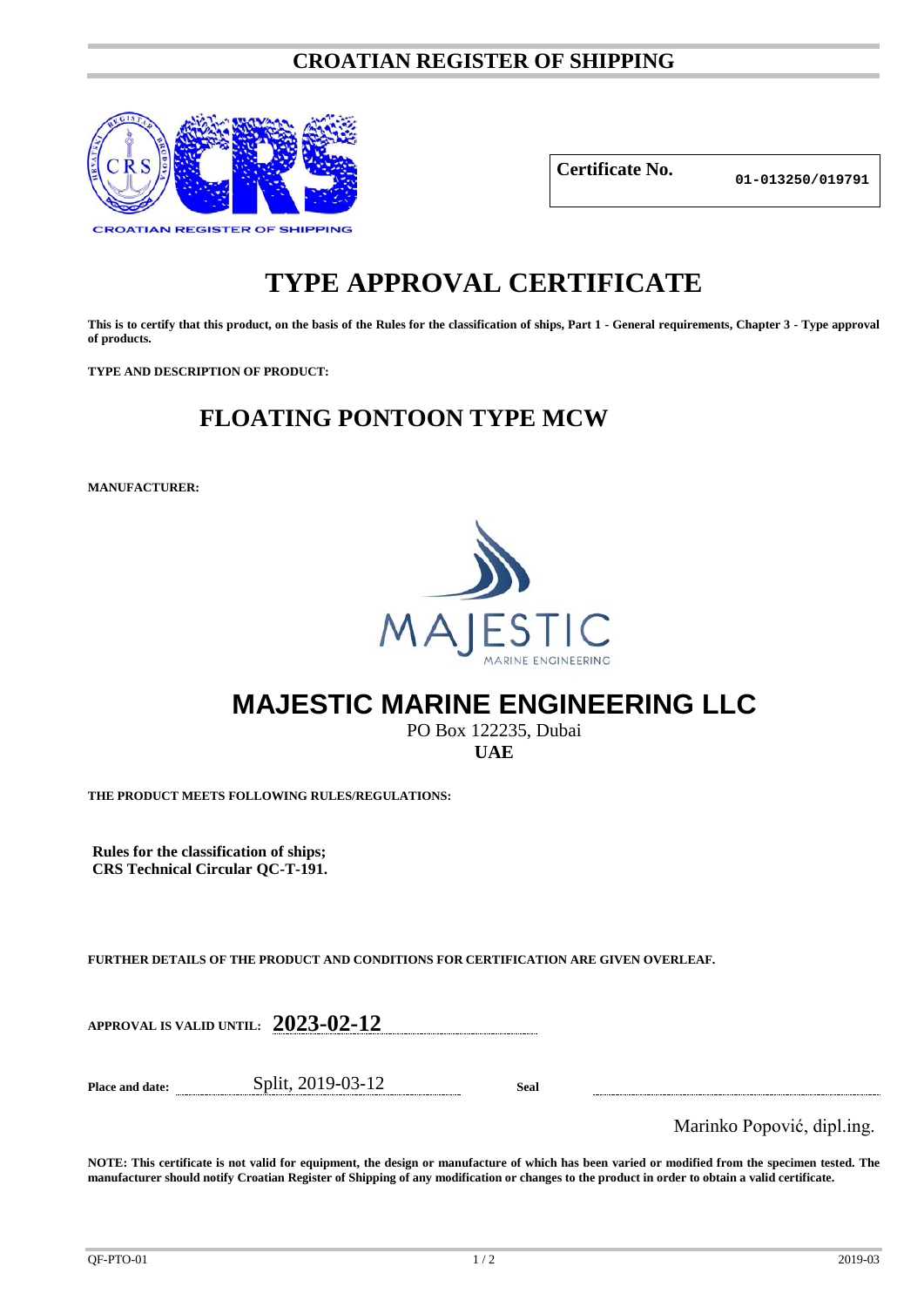# CROATIAN REGISTER OF SHIPPING

CROATIAN REGISTER OF SHIPPING

| **Certificate No.** | **01-013250/019791** |
|---|---|

# TYPE APPROVAL CERTIFICATE

**This is to certify that this product, on the basis of the Rules for the classification of ships, Part 1 - General requirements, Chapter 3 - Type approval of products.**

**TYPE AND DESCRIPTION OF PRODUCT:**

## FLOATING PONTOON TYPE MCW

**MANUFACTURER:**

MAJESTIC
MARINE ENGINEERING

## MAJESTIC MARINE ENGINEERING LLC

PO Box 122235, Dubai
**UAE**

**THE PRODUCT MEETS FOLLOWING RULES/REGULATIONS:**

**Rules for the classification of ships;**
**CRS Technical Circular QC-T-191.**

**FURTHER DETAILS OF THE PRODUCT AND CONDITIONS FOR CERTIFICATION ARE GIVEN OVERLEAF.**

**APPROVAL IS VALID UNTIL:** **2023-02-12**

**Place and date:** Split, 2019-03-12 **Seal**

Marinko Popović, dipl.ing.

**NOTE: This certificate is not valid for equipment, the design or manufacture of which has been varied or modified from the specimen tested. The manufacturer should notify Croatian Register of Shipping of any modification or changes to the product in order to obtain a valid certificate.**

QF-PTO-01 2019-03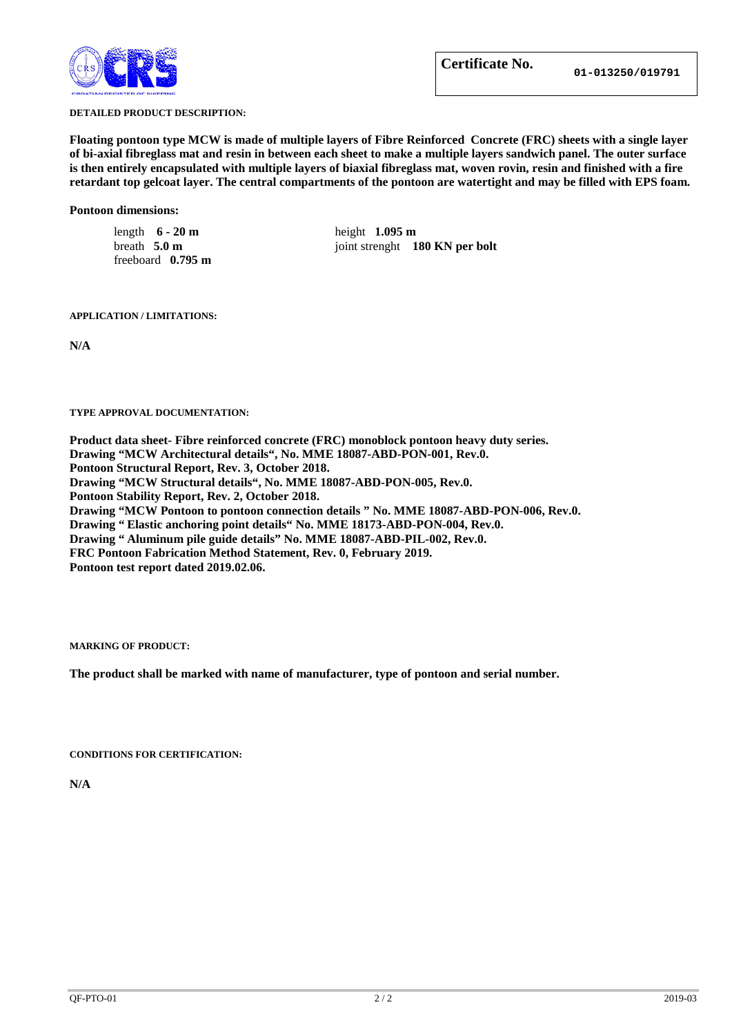**Certificate No.** 01-013250/019791

**DETAILED PRODUCT DESCRIPTION:**

**Floating pontoon type MCW is made of multiple layers of Fibre Reinforced Concrete (FRC) sheets with a single layer of bi-axial fibreglass mat and resin in between each sheet to make a multiple layers sandwich panel. The outer surface is then entirely encapsulated with multiple layers of biaxial fibreglass mat, woven rovin, resin and finished with a fire retardant top gelcoat layer. The central compartments of the pontoon are watertight and may be filled with EPS foam.**

**Pontoon dimensions:**

length **6 - 20 m**
breath **5.0 m**
freeboard **0.795 m**
height **1.095 m**
joint strenght **180 KN per bolt**

**APPLICATION / LIMITATIONS:**

**N/A**

**TYPE APPROVAL DOCUMENTATION:**

**Product data sheet- Fibre reinforced concrete (FRC) monoblock pontoon heavy duty series.**
**Drawing "MCW Architectural details", No. MME 18087-ABD-PON-001, Rev.0.**
**Pontoon Structural Report, Rev. 3, October 2018.**
**Drawing "MCW Structural details", No. MME 18087-ABD-PON-005, Rev.0.**
**Pontoon Stability Report, Rev. 2, October 2018.**
**Drawing "MCW Pontoon to pontoon connection details " No. MME 18087-ABD-PON-006, Rev.0.**
**Drawing " Elastic anchoring point details" No. MME 18173-ABD-PON-004, Rev.0.**
**Drawing " Aluminum pile guide details" No. MME 18087-ABD-PIL-002, Rev.0.**
**FRC Pontoon Fabrication Method Statement, Rev. 0, February 2019.**
**Pontoon test report dated 2019.02.06.**

**MARKING OF PRODUCT:**

**The product shall be marked with name of manufacturer, type of pontoon and serial number.**

**CONDITIONS FOR CERTIFICATION:**

**N/A**